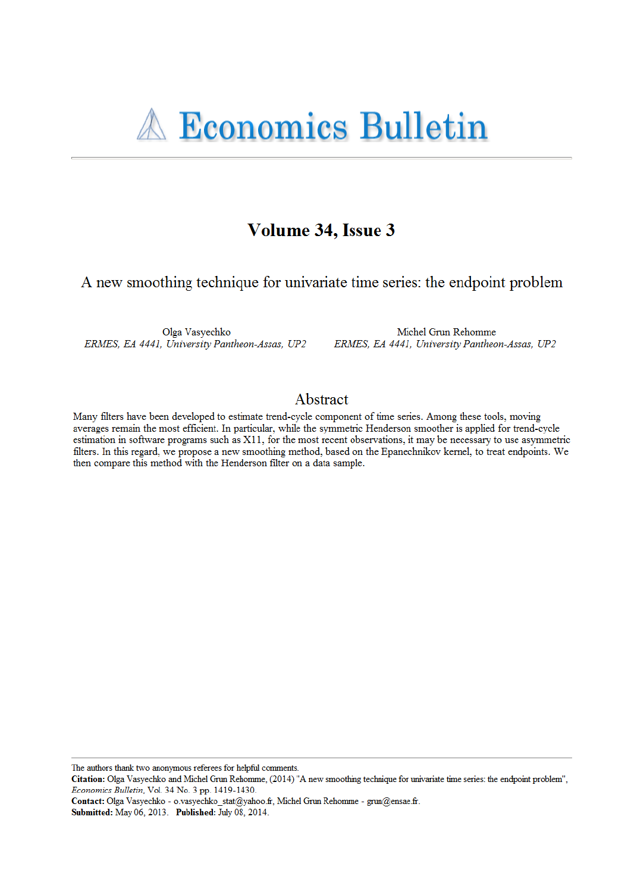# Economics Bulletin

## Volume 34, Issue 3

## A new smoothing technique for univariate time series: the endpoint problem

Olga Vasyechko
*ERMES, EA 4441, University Pantheon-Assas, UP2*

Michel Grun Rehomme
*ERMES, EA 4441, University Pantheon-Assas, UP2*

## Abstract

Many filters have been developed to estimate trend-cycle component of time series. Among these tools, moving averages remain the most efficient. In particular, while the symmetric Henderson smoother is applied for trend-cycle estimation in software programs such as X11, for the most recent observations, it may be necessary to use asymmetric filters. In this regard, we propose a new smoothing method, based on the Epanechnikov kernel, to treat endpoints. We then compare this method with the Henderson filter on a data sample.

---

The authors thank two anonymous referees for helpful comments.
**Citation:** Olga Vasyechko and Michel Grun Rehomme, (2014) "A new smoothing technique for univariate time series: the endpoint problem", *Economics Bulletin*, Vol. 34 No. 3 pp. 1419-1430.
**Contact:** Olga Vasyechko - o.vasyechko_stat@yahoo.fr, Michel Grun Rehomme - grun@ensae.fr.
**Submitted:** May 06, 2013. **Published:** July 08, 2014.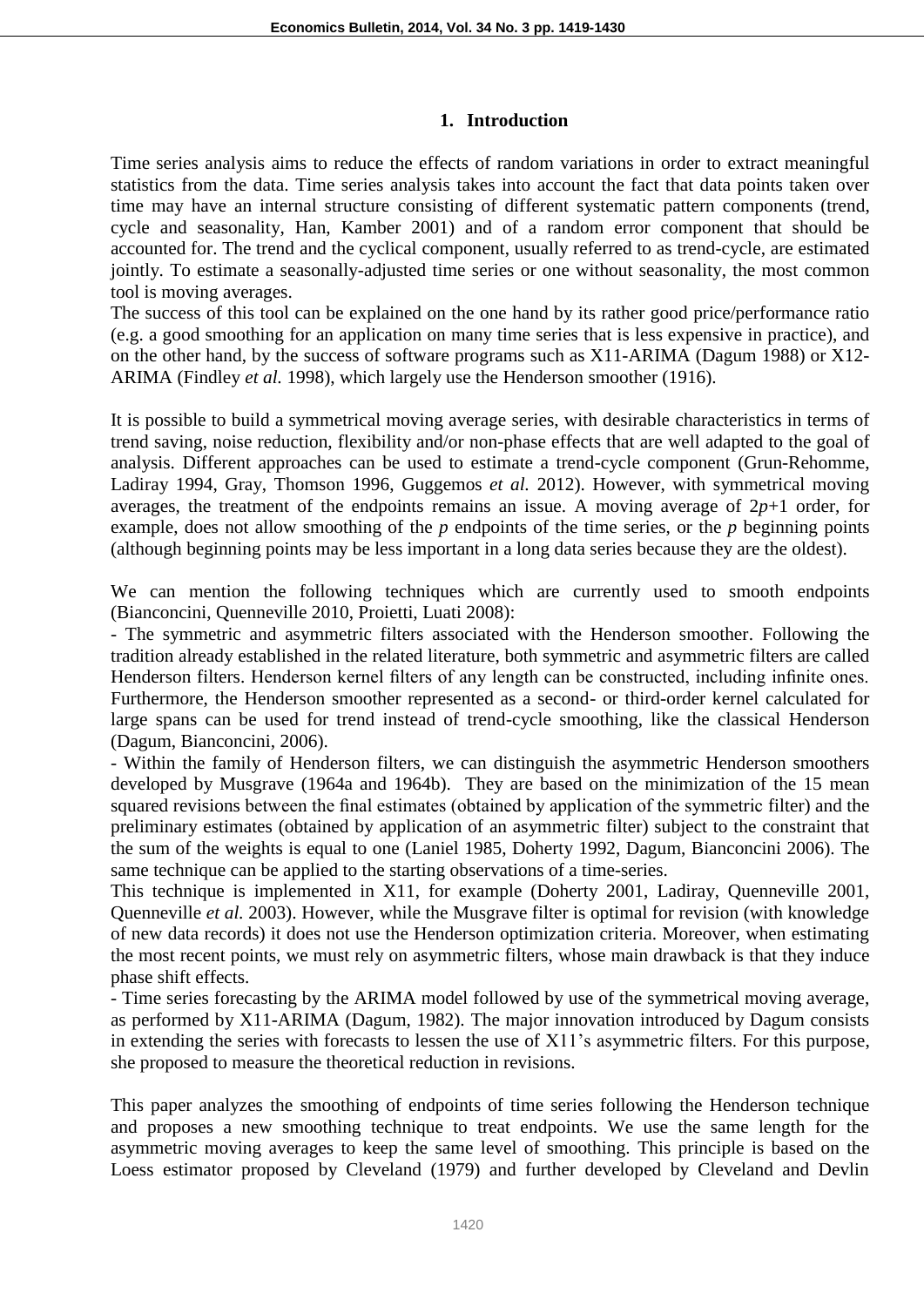## 1. Introduction

Time series analysis aims to reduce the effects of random variations in order to extract meaningful statistics from the data. Time series analysis takes into account the fact that data points taken over time may have an internal structure consisting of different systematic pattern components (trend, cycle and seasonality, Han, Kamber 2001) and of a random error component that should be accounted for. The trend and the cyclical component, usually referred to as trend-cycle, are estimated jointly. To estimate a seasonally-adjusted time series or one without seasonality, the most common tool is moving averages.

The success of this tool can be explained on the one hand by its rather good price/performance ratio (e.g. a good smoothing for an application on many time series that is less expensive in practice), and on the other hand, by the success of software programs such as X11-ARIMA (Dagum 1988) or X12-ARIMA (Findley *et al.* 1998), which largely use the Henderson smoother (1916).

It is possible to build a symmetrical moving average series, with desirable characteristics in terms of trend saving, noise reduction, flexibility and/or non-phase effects that are well adapted to the goal of analysis. Different approaches can be used to estimate a trend-cycle component (Grun-Rehomme, Ladiray 1994, Gray, Thomson 1996, Guggemos *et al.* 2012). However, with symmetrical moving averages, the treatment of the endpoints remains an issue. A moving average of $2p+1$ order, for example, does not allow smoothing of the $p$ endpoints of the time series, or the $p$ beginning points (although beginning points may be less important in a long data series because they are the oldest).

We can mention the following techniques which are currently used to smooth endpoints (Bianconcini, Quenneville 2010, Proietti, Luati 2008):

- The symmetric and asymmetric filters associated with the Henderson smoother. Following the tradition already established in the related literature, both symmetric and asymmetric filters are called Henderson filters. Henderson kernel filters of any length can be constructed, including infinite ones. Furthermore, the Henderson smoother represented as a second- or third-order kernel calculated for large spans can be used for trend instead of trend-cycle smoothing, like the classical Henderson (Dagum, Bianconcini, 2006).
- Within the family of Henderson filters, we can distinguish the asymmetric Henderson smoothers developed by Musgrave (1964a and 1964b). They are based on the minimization of the 15 mean squared revisions between the final estimates (obtained by application of the symmetric filter) and the preliminary estimates (obtained by application of an asymmetric filter) subject to the constraint that the sum of the weights is equal to one (Laniel 1985, Doherty 1992, Dagum, Bianconcini 2006). The same technique can be applied to the starting observations of a time-series.

This technique is implemented in X11, for example (Doherty 2001, Ladiray, Quenneville 2001, Quenneville *et al.* 2003). However, while the Musgrave filter is optimal for revision (with knowledge of new data records) it does not use the Henderson optimization criteria. Moreover, when estimating the most recent points, we must rely on asymmetric filters, whose main drawback is that they induce phase shift effects.

- Time series forecasting by the ARIMA model followed by use of the symmetrical moving average, as performed by X11-ARIMA (Dagum, 1982). The major innovation introduced by Dagum consists in extending the series with forecasts to lessen the use of X11's asymmetric filters. For this purpose, she proposed to measure the theoretical reduction in revisions.

This paper analyzes the smoothing of endpoints of time series following the Henderson technique and proposes a new smoothing technique to treat endpoints. We use the same length for the asymmetric moving averages to keep the same level of smoothing. This principle is based on the Loess estimator proposed by Cleveland (1979) and further developed by Cleveland and Devlin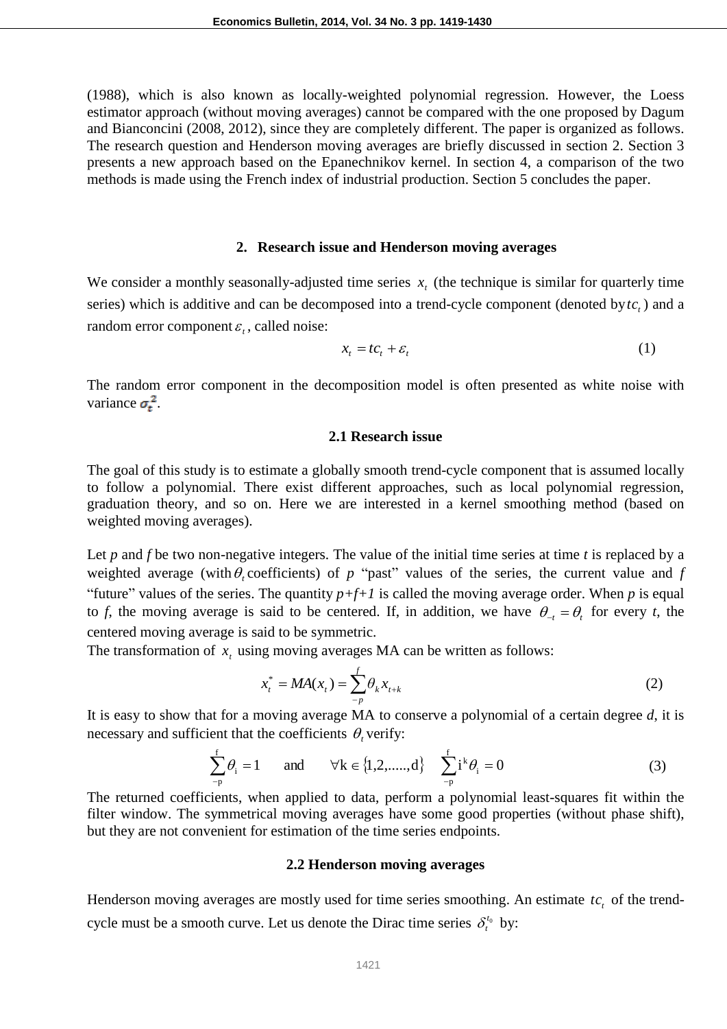(1988), which is also known as locally-weighted polynomial regression. However, the Loess estimator approach (without moving averages) cannot be compared with the one proposed by Dagum and Bianconcini (2008, 2012), since they are completely different. The paper is organized as follows. The research question and Henderson moving averages are briefly discussed in section 2. Section 3 presents a new approach based on the Epanechnikov kernel. In section 4, a comparison of the two methods is made using the French index of industrial production. Section 5 concludes the paper.

## 2. Research issue and Henderson moving averages

We consider a monthly seasonally-adjusted time series $x_t$ (the technique is similar for quarterly time series) which is additive and can be decomposed into a trend-cycle component (denoted by $tc_t$) and a random error component $\varepsilon_t$, called noise:

$$x_t = tc_t + \varepsilon_t \tag{1}$$

The random error component in the decomposition model is often presented as white noise with variance $\sigma_\varepsilon^2$.

### 2.1 Research issue

The goal of this study is to estimate a globally smooth trend-cycle component that is assumed locally to follow a polynomial. There exist different approaches, such as local polynomial regression, graduation theory, and so on. Here we are interested in a kernel smoothing method (based on weighted moving averages).

Let *p* and *f* be two non-negative integers. The value of the initial time series at time *t* is replaced by a weighted average (with $\theta_t$ coefficients) of *p* "past" values of the series, the current value and *f* "future" values of the series. The quantity *p+f+1* is called the moving average order. When *p* is equal to *f*, the moving average is said to be centered. If, in addition, we have $\theta_{-t} = \theta_t$ for every *t*, the centered moving average is said to be symmetric.

The transformation of $x_t$ using moving averages MA can be written as follows:

$$x_t^* = MA(x_t) = \sum_{-p}^{f} \theta_k x_{t+k} \tag{2}$$

It is easy to show that for a moving average MA to conserve a polynomial of a certain degree *d*, it is necessary and sufficient that the coefficients $\theta_t$ verify:

$$\sum_{-p}^{f} \theta_i = 1 \qquad \text{and} \qquad \forall k \in \{1,2,.....,d\} \quad \sum_{-p}^{f} i^k \theta_i = 0 \tag{3}$$

The returned coefficients, when applied to data, perform a polynomial least-squares fit within the filter window. The symmetrical moving averages have some good properties (without phase shift), but they are not convenient for estimation of the time series endpoints.

### 2.2 Henderson moving averages

Henderson moving averages are mostly used for time series smoothing. An estimate $tc_t$ of the trend-cycle must be a smooth curve. Let us denote the Dirac time series $\delta_t^{t_0}$ by: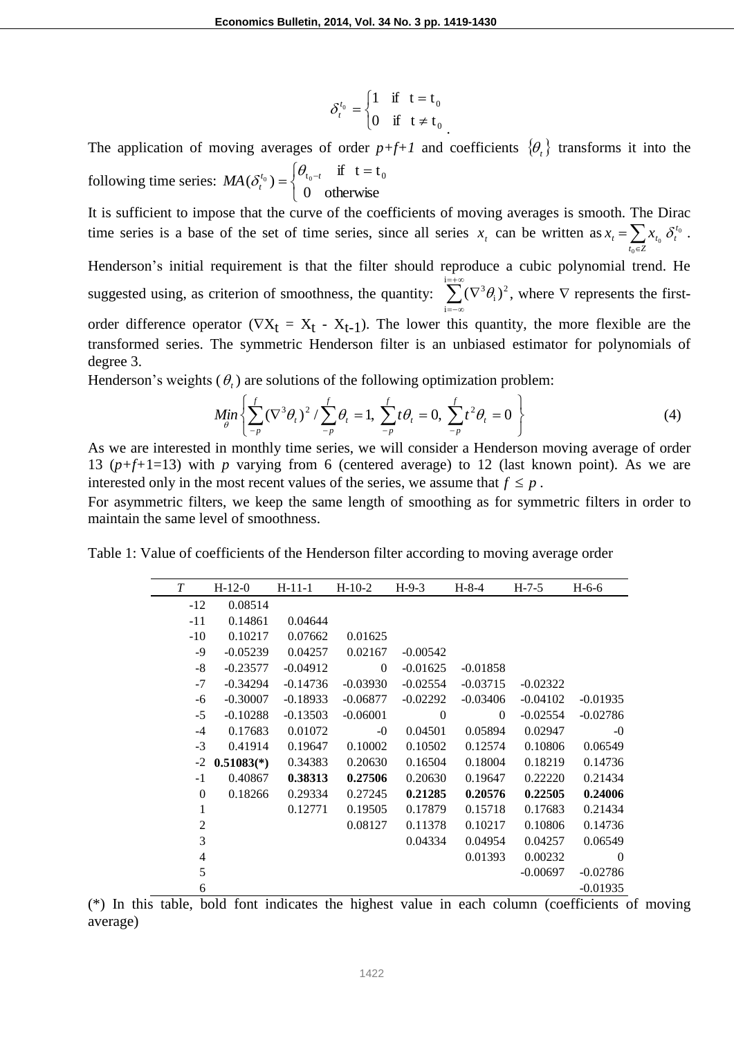$$\delta_t^{t_0} = \begin{cases} 1 & \text{if } t = t_0 \\ 0 & \text{if } t \neq t_0 \end{cases}.$$

The application of moving averages of order $p+f+1$ and coefficients $\{\theta_t\}$ transforms it into the following time series: $MA(\delta_t^{t_0}) = \begin{cases} \theta_{t_0-t} & \text{if } t = t_0 \\ 0 & \text{otherwise} \end{cases}$

It is sufficient to impose that the curve of the coefficients of moving averages is smooth. The Dirac time series is a base of the set of time series, since all series $x_t$ can be written as $x_t = \sum_{t_0 \in Z} x_{t_0} \delta_t^{t_0}$.

Henderson's initial requirement is that the filter should reproduce a cubic polynomial trend. He suggested using, as criterion of smoothness, the quantity: $\sum_{i=-\infty}^{i=+\infty} (\nabla^3 \theta_i)^2$, where $\nabla$ represents the first-order difference operator ($\nabla X_t = X_t - X_{t-1}$). The lower this quantity, the more flexible are the transformed series. The symmetric Henderson filter is an unbiased estimator for polynomials of degree 3.

Henderson's weights ($\theta_t$) are solutions of the following optimization problem:

$$\underset{\theta}{Min} \left\{ \sum_{-p}^{f} (\nabla^3 \theta_t)^2 \,/\, \sum_{-p}^{f} \theta_t = 1,\ \sum_{-p}^{f} t\theta_t = 0,\ \sum_{-p}^{f} t^2 \theta_t = 0 \right\} \tag{4}$$

As we are interested in monthly time series, we will consider a Henderson moving average of order 13 ($p+f+1=13$) with $p$ varying from 6 (centered average) to 12 (last known point). As we are interested only in the most recent values of the series, we assume that $f \leq p$.

For asymmetric filters, we keep the same length of smoothing as for symmetric filters in order to maintain the same level of smoothness.

Table 1: Value of coefficients of the Henderson filter according to moving average order

| *T* | H-12-0 | H-11-1 | H-10-2 | H-9-3 | H-8-4 | H-7-5 | H-6-6 |
|---|---|---|---|---|---|---|---|
| -12 | 0.08514 | | | | | | |
| -11 | 0.14861 | 0.04644 | | | | | |
| -10 | 0.10217 | 0.07662 | 0.01625 | | | | |
| -9 | -0.05239 | 0.04257 | 0.02167 | -0.00542 | | | |
| -8 | -0.23577 | -0.04912 | 0 | -0.01625 | -0.01858 | | |
| -7 | -0.34294 | -0.14736 | -0.03930 | -0.02554 | -0.03715 | -0.02322 | |
| -6 | -0.30007 | -0.18933 | -0.06877 | -0.02292 | -0.03406 | -0.04102 | -0.01935 |
| -5 | -0.10288 | -0.13503 | -0.06001 | 0 | 0 | -0.02554 | -0.02786 |
| -4 | 0.17683 | 0.01072 | -0 | 0.04501 | 0.05894 | 0.02947 | -0 |
| -3 | 0.41914 | 0.19647 | 0.10002 | 0.10502 | 0.12574 | 0.10806 | 0.06549 |
| -2 | **0.51083(\*)** | 0.34383 | 0.20630 | 0.16504 | 0.18004 | 0.18219 | 0.14736 |
| -1 | 0.40867 | **0.38313** | **0.27506** | 0.20630 | 0.19647 | 0.22220 | 0.21434 |
| 0 | 0.18266 | 0.29334 | 0.27245 | **0.21285** | **0.20576** | **0.22505** | **0.24006** |
| 1 | | 0.12771 | 0.19505 | 0.17879 | 0.15718 | 0.17683 | 0.21434 |
| 2 | | | 0.08127 | 0.11378 | 0.10217 | 0.10806 | 0.14736 |
| 3 | | | | 0.04334 | 0.04954 | 0.04257 | 0.06549 |
| 4 | | | | | 0.01393 | 0.00232 | 0 |
| 5 | | | | | | -0.00697 | -0.02786 |
| 6 | | | | | | | -0.01935 |

(\*) In this table, bold font indicates the highest value in each column (coefficients of moving average)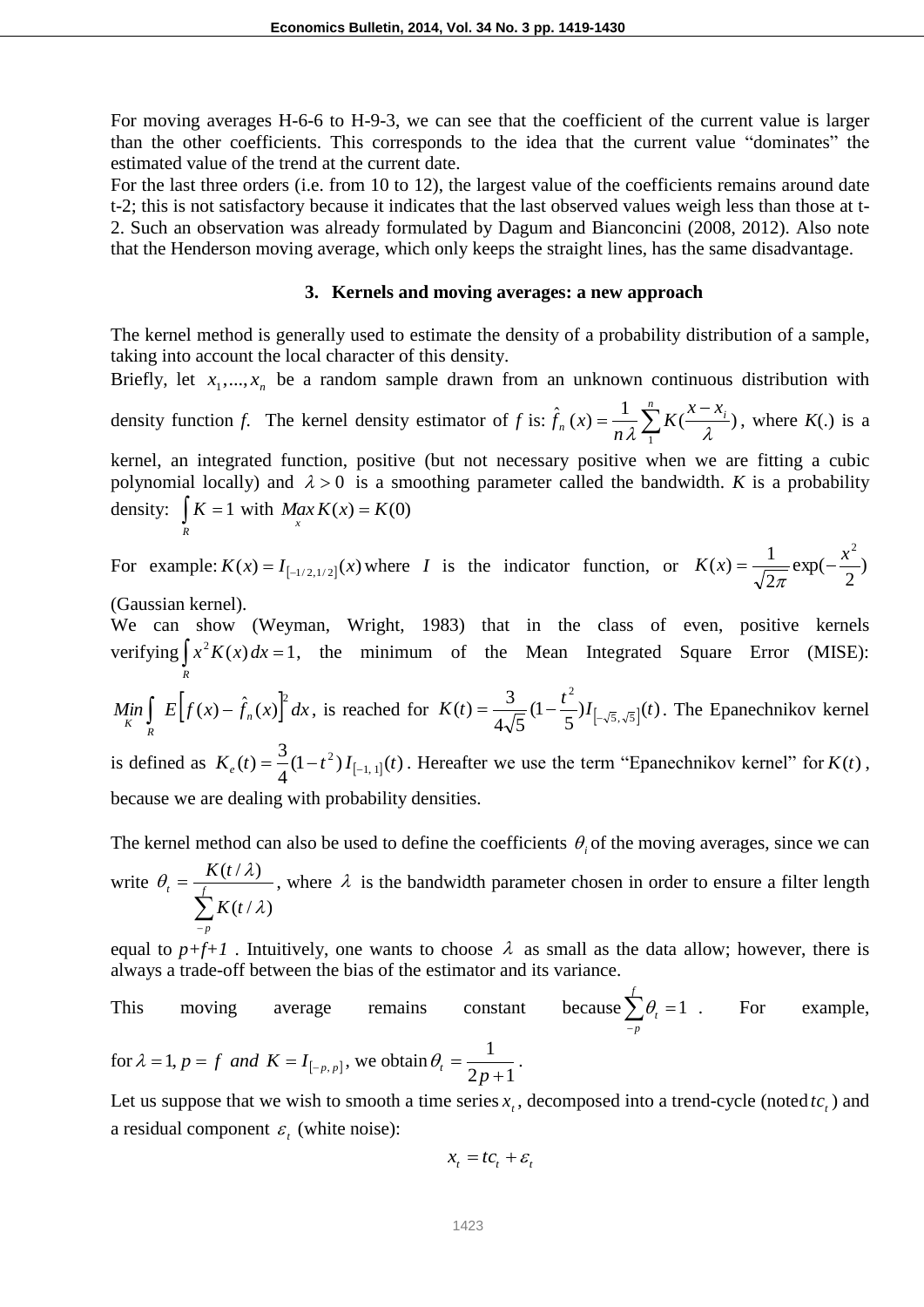For moving averages H-6-6 to H-9-3, we can see that the coefficient of the current value is larger than the other coefficients. This corresponds to the idea that the current value "dominates" the estimated value of the trend at the current date.

For the last three orders (i.e. from 10 to 12), the largest value of the coefficients remains around date t-2; this is not satisfactory because it indicates that the last observed values weigh less than those at t-2. Such an observation was already formulated by Dagum and Bianconcini (2008, 2012). Also note that the Henderson moving average, which only keeps the straight lines, has the same disadvantage.

## 3. Kernels and moving averages: a new approach

The kernel method is generally used to estimate the density of a probability distribution of a sample, taking into account the local character of this density.

Briefly, let $x_1,...,x_n$ be a random sample drawn from an unknown continuous distribution with density function *f*. The kernel density estimator of *f* is: $\hat{f}_n(x) = \frac{1}{n\lambda}\sum_{1}^{n} K(\frac{x - x_i}{\lambda})$, where *K*(.) is a kernel, an integrated function, positive (but not necessary positive when we are fitting a cubic polynomial locally) and $\lambda > 0$ is a smoothing parameter called the bandwidth. *K* is a probability density: $\int_R K = 1$ with $\underset{x}{Max}\, K(x) = K(0)$

For example: $K(x) = I_{[-1/2,1/2]}(x)$ where *I* is the indicator function, or $K(x) = \frac{1}{\sqrt{2\pi}}\exp(-\frac{x^2}{2})$ (Gaussian kernel).

We can show (Weyman, Wright, 1983) that in the class of even, positive kernels verifying $\int_R x^2 K(x)\,dx = 1$, the minimum of the Mean Integrated Square Error (MISE): $\underset{K}{Min}\int_R E\left[f(x) - \hat{f}_n(x)\right]^2 dx$, is reached for $K(t) = \frac{3}{4\sqrt{5}}(1 - \frac{t^2}{5})I_{\left[-\sqrt{5},\sqrt{5}\right]}(t)$. The Epanechnikov kernel is defined as $K_e(t) = \frac{3}{4}(1 - t^2)\, I_{[-1,\,1]}(t)$. Hereafter we use the term "Epanechnikov kernel" for $K(t)$, because we are dealing with probability densities.

The kernel method can also be used to define the coefficients $\theta_i$ of the moving averages, since we can write $\theta_t = \frac{K(t/\lambda)}{\sum_{-p}^{f} K(t/\lambda)}$, where $\lambda$ is the bandwidth parameter chosen in order to ensure a filter length equal to *p+f+1* . Intuitively, one wants to choose $\lambda$ as small as the data allow; however, there is always a trade-off between the bias of the estimator and its variance.

This moving average remains constant because $\sum_{-p}^{f}\theta_t = 1$ . For example, for $\lambda = 1, p = f$ *and* $K = I_{[-p,\,p]}$, we obtain $\theta_t = \frac{1}{2p+1}$ .

Let us suppose that we wish to smooth a time series $x_t$, decomposed into a trend-cycle (noted $tc_t$) and a residual component $\varepsilon_t$ (white noise):

$$x_t = tc_t + \varepsilon_t$$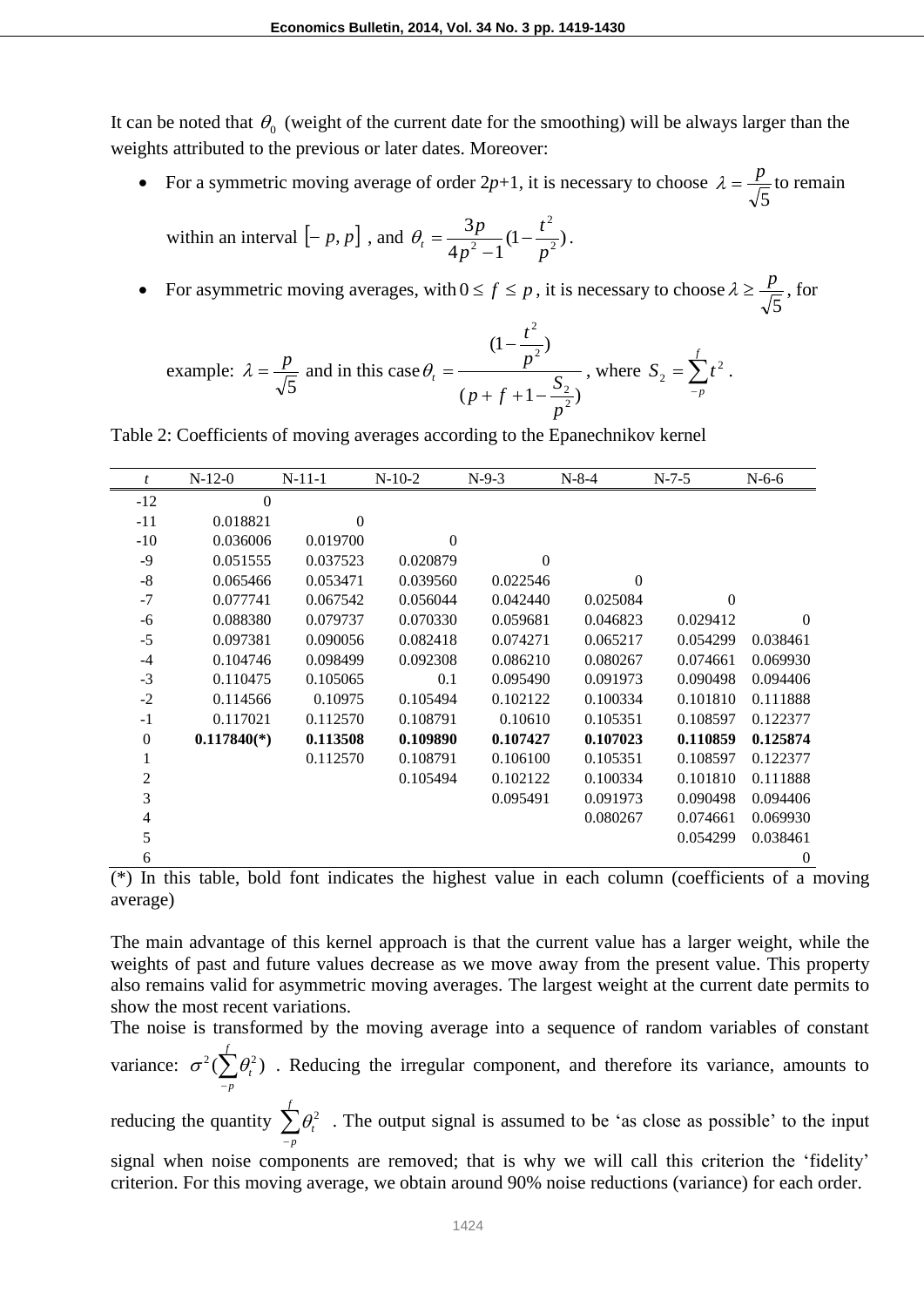It can be noted that $\theta_0$ (weight of the current date for the smoothing) will be always larger than the weights attributed to the previous or later dates. Moreover:

- For a symmetric moving average of order 2*p*+1, it is necessary to choose $\lambda = \frac{p}{\sqrt{5}}$ to remain within an interval $[-p, p]$ , and $\theta_t = \frac{3p}{4p^2-1}(1-\frac{t^2}{p^2})$.
- For asymmetric moving averages, with $0 \le f \le p$ , it is necessary to choose $\lambda \ge \frac{p}{\sqrt{5}}$, for example: $\lambda = \frac{p}{\sqrt{5}}$ and in this case $\theta_t = \frac{(1-\frac{t^2}{p^2})}{(p+f+1-\frac{S_2}{p^2})}$, where $S_2 = \sum_{-p}^{f} t^2$.

Table 2: Coefficients of moving averages according to the Epanechnikov kernel

| $t$ | N-12-0 | N-11-1 | N-10-2 | N-9-3 | N-8-4 | N-7-5 | N-6-6 |
|---|---|---|---|---|---|---|---|
| -12 | 0 | | | | | | |
| -11 | 0.018821 | 0 | | | | | |
| -10 | 0.036006 | 0.019700 | 0 | | | | |
| -9 | 0.051555 | 0.037523 | 0.020879 | 0 | | | |
| -8 | 0.065466 | 0.053471 | 0.039560 | 0.022546 | 0 | | |
| -7 | 0.077741 | 0.067542 | 0.056044 | 0.042440 | 0.025084 | 0 | |
| -6 | 0.088380 | 0.079737 | 0.070330 | 0.059681 | 0.046823 | 0.029412 | 0 |
| -5 | 0.097381 | 0.090056 | 0.082418 | 0.074271 | 0.065217 | 0.054299 | 0.038461 |
| -4 | 0.104746 | 0.098499 | 0.092308 | 0.086210 | 0.080267 | 0.074661 | 0.069930 |
| -3 | 0.110475 | 0.105065 | 0.1 | 0.095490 | 0.091973 | 0.090498 | 0.094406 |
| -2 | 0.114566 | 0.10975 | 0.105494 | 0.102122 | 0.100334 | 0.101810 | 0.111888 |
| -1 | 0.117021 | 0.112570 | 0.108791 | 0.10610 | 0.105351 | 0.108597 | 0.122377 |
| 0 | **0.117840(\*)** | **0.113508** | **0.109890** | **0.107427** | **0.107023** | **0.110859** | **0.125874** |
| 1 | | 0.112570 | 0.108791 | 0.106100 | 0.105351 | 0.108597 | 0.122377 |
| 2 | | | 0.105494 | 0.102122 | 0.100334 | 0.101810 | 0.111888 |
| 3 | | | | 0.095491 | 0.091973 | 0.090498 | 0.094406 |
| 4 | | | | | 0.080267 | 0.074661 | 0.069930 |
| 5 | | | | | | 0.054299 | 0.038461 |
| 6 | | | | | | | 0 |

(*) In this table, bold font indicates the highest value in each column (coefficients of a moving average)

The main advantage of this kernel approach is that the current value has a larger weight, while the weights of past and future values decrease as we move away from the present value. This property also remains valid for asymmetric moving averages. The largest weight at the current date permits to show the most recent variations.

The noise is transformed by the moving average into a sequence of random variables of constant variance: $\sigma^2(\sum_{-p}^{f}\theta_t^2)$ . Reducing the irregular component, and therefore its variance, amounts to reducing the quantity $\sum_{-p}^{f}\theta_t^2$ . The output signal is assumed to be 'as close as possible' to the input signal when noise components are removed; that is why we will call this criterion the 'fidelity' criterion. For this moving average, we obtain around 90% noise reductions (variance) for each order.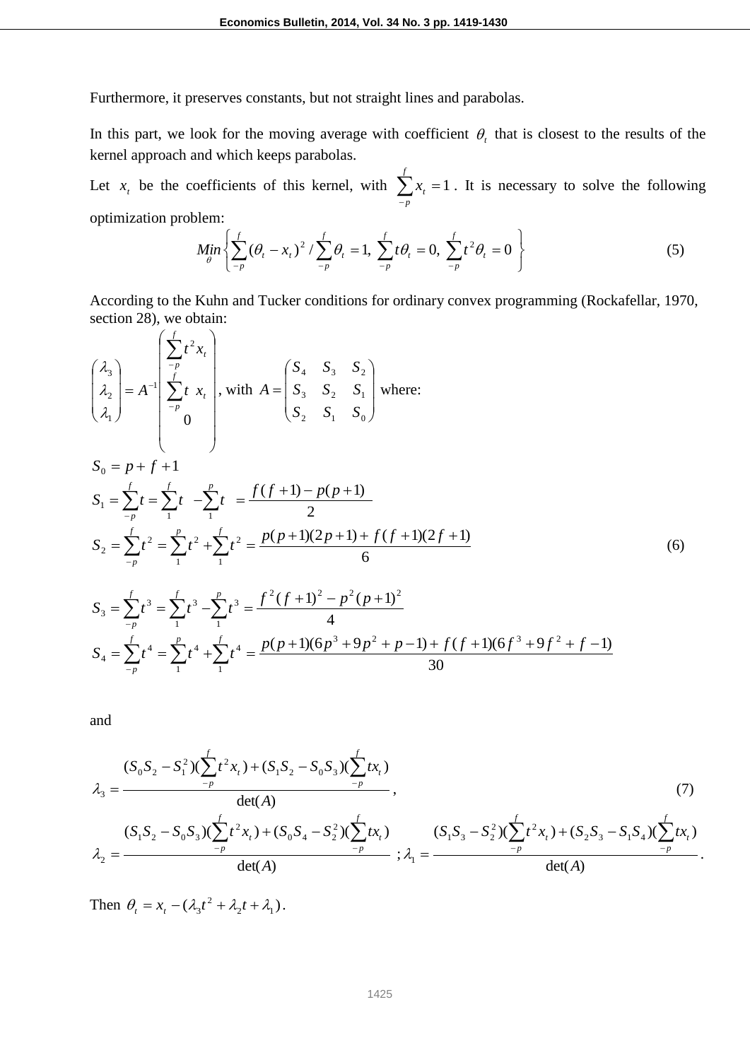Furthermore, it preserves constants, but not straight lines and parabolas.

In this part, we look for the moving average with coefficient $\theta_t$ that is closest to the results of the kernel approach and which keeps parabolas.

Let $x_t$ be the coefficients of this kernel, with $\sum_{-p}^{f} x_t = 1$. It is necessary to solve the following optimization problem:

$$\underset{\theta}{Min}\left\{ \sum_{-p}^{f} (\theta_t - x_t)^2 \,/\, \sum_{-p}^{f} \theta_t = 1,\ \sum_{-p}^{f} t\theta_t = 0,\ \sum_{-p}^{f} t^2 \theta_t = 0 \right\} \tag{5}$$

According to the Kuhn and Tucker conditions for ordinary convex programming (Rockafellar, 1970, section 28), we obtain:

$$\begin{pmatrix} \lambda_3 \\ \lambda_2 \\ \lambda_1 \end{pmatrix} = A^{-1} \begin{pmatrix} \sum_{-p}^{f} t^2 x_t \\ \sum_{-p}^{f} t\ x_t \\ 0 \end{pmatrix}, \text{ with } A = \begin{pmatrix} S_4 & S_3 & S_2 \\ S_3 & S_2 & S_1 \\ S_2 & S_1 & S_0 \end{pmatrix} \text{ where:}$$

$$\begin{aligned}
S_0 &= p + f + 1 \\
S_1 &= \sum_{-p}^{f} t = \sum_{1}^{f} t - \sum_{1}^{p} t = \frac{f(f+1) - p(p+1)}{2} \\
S_2 &= \sum_{-p}^{f} t^2 = \sum_{1}^{p} t^2 + \sum_{1}^{f} t^2 = \frac{p(p+1)(2p+1) + f(f+1)(2f+1)}{6} \\
S_3 &= \sum_{-p}^{f} t^3 = \sum_{1}^{f} t^3 - \sum_{1}^{p} t^3 = \frac{f^2(f+1)^2 - p^2(p+1)^2}{4} \\
S_4 &= \sum_{-p}^{f} t^4 = \sum_{1}^{p} t^4 + \sum_{1}^{f} t^4 = \frac{p(p+1)(6p^3 + 9p^2 + p - 1) + f(f+1)(6f^3 + 9f^2 + f - 1)}{30}
\end{aligned} \tag{6}$$

and

$$\lambda_3 = \frac{(S_0 S_2 - S_1^2)(\sum_{-p}^{f} t^2 x_t) + (S_1 S_2 - S_0 S_3)(\sum_{-p}^{f} t x_t)}{\det(A)}, \tag{7}$$

$$\lambda_2 = \frac{(S_1 S_2 - S_0 S_3)(\sum_{-p}^{f} t^2 x_t) + (S_0 S_4 - S_2^2)(\sum_{-p}^{f} t x_t)}{\det(A)}\ ; \lambda_1 = \frac{(S_1 S_3 - S_2^2)(\sum_{-p}^{f} t^2 x_t) + (S_2 S_3 - S_1 S_4)(\sum_{-p}^{f} t x_t)}{\det(A)}.$$

Then $\theta_t = x_t - (\lambda_3 t^2 + \lambda_2 t + \lambda_1)$.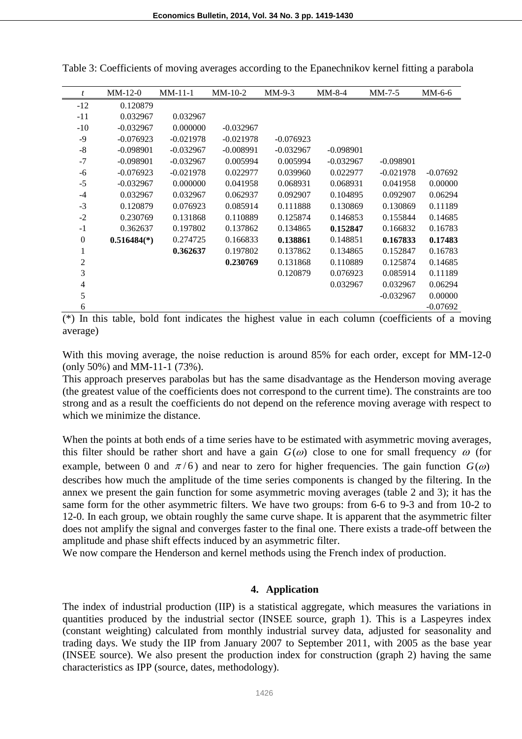Table 3: Coefficients of moving averages according to the Epanechnikov kernel fitting a parabola

| *t* | MM-12-0 | MM-11-1 | MM-10-2 | MM-9-3 | MM-8-4 | MM-7-5 | MM-6-6 |
|---|---|---|---|---|---|---|---|
| -12 | 0.120879 | | | | | | |
| -11 | 0.032967 | 0.032967 | | | | | |
| -10 | -0.032967 | 0.000000 | -0.032967 | | | | |
| -9 | -0.076923 | -0.021978 | -0.021978 | -0.076923 | | | |
| -8 | -0.098901 | -0.032967 | -0.008991 | -0.032967 | -0.098901 | | |
| -7 | -0.098901 | -0.032967 | 0.005994 | 0.005994 | -0.032967 | -0.098901 | |
| -6 | -0.076923 | -0.021978 | 0.022977 | 0.039960 | 0.022977 | -0.021978 | -0.07692 |
| -5 | -0.032967 | 0.000000 | 0.041958 | 0.068931 | 0.068931 | 0.041958 | 0.00000 |
| -4 | 0.032967 | 0.032967 | 0.062937 | 0.092907 | 0.104895 | 0.092907 | 0.06294 |
| -3 | 0.120879 | 0.076923 | 0.085914 | 0.111888 | 0.130869 | 0.130869 | 0.11189 |
| -2 | 0.230769 | 0.131868 | 0.110889 | 0.125874 | 0.146853 | 0.155844 | 0.14685 |
| -1 | 0.362637 | 0.197802 | 0.137862 | 0.134865 | **0.152847** | 0.166832 | 0.16783 |
| 0 | **0.516484(*)** | 0.274725 | 0.166833 | **0.138861** | 0.148851 | **0.167833** | **0.17483** |
| 1 | | **0.362637** | 0.197802 | 0.137862 | 0.134865 | 0.152847 | 0.16783 |
| 2 | | | **0.230769** | 0.131868 | 0.110889 | 0.125874 | 0.14685 |
| 3 | | | | 0.120879 | 0.076923 | 0.085914 | 0.11189 |
| 4 | | | | | 0.032967 | 0.032967 | 0.06294 |
| 5 | | | | | | -0.032967 | 0.00000 |
| 6 | | | | | | | -0.07692 |

(*) In this table, bold font indicates the highest value in each column (coefficients of a moving average)

With this moving average, the noise reduction is around 85% for each order, except for MM-12-0 (only 50%) and MM-11-1 (73%).

This approach preserves parabolas but has the same disadvantage as the Henderson moving average (the greatest value of the coefficients does not correspond to the current time). The constraints are too strong and as a result the coefficients do not depend on the reference moving average with respect to which we minimize the distance.

When the points at both ends of a time series have to be estimated with asymmetric moving averages, this filter should be rather short and have a gain $G(\omega)$ close to one for small frequency $\omega$ (for example, between 0 and $\pi/6$) and near to zero for higher frequencies. The gain function $G(\omega)$ describes how much the amplitude of the time series components is changed by the filtering. In the annex we present the gain function for some asymmetric moving averages (table 2 and 3); it has the same form for the other asymmetric filters. We have two groups: from 6-6 to 9-3 and from 10-2 to 12-0. In each group, we obtain roughly the same curve shape. It is apparent that the asymmetric filter does not amplify the signal and converges faster to the final one. There exists a trade-off between the amplitude and phase shift effects induced by an asymmetric filter.

We now compare the Henderson and kernel methods using the French index of production.

## 4. Application

The index of industrial production (IIP) is a statistical aggregate, which measures the variations in quantities produced by the industrial sector (INSEE source, graph 1). This is a Laspeyres index (constant weighting) calculated from monthly industrial survey data, adjusted for seasonality and trading days. We study the IIP from January 2007 to September 2011, with 2005 as the base year (INSEE source). We also present the production index for construction (graph 2) having the same characteristics as IPP (source, dates, methodology).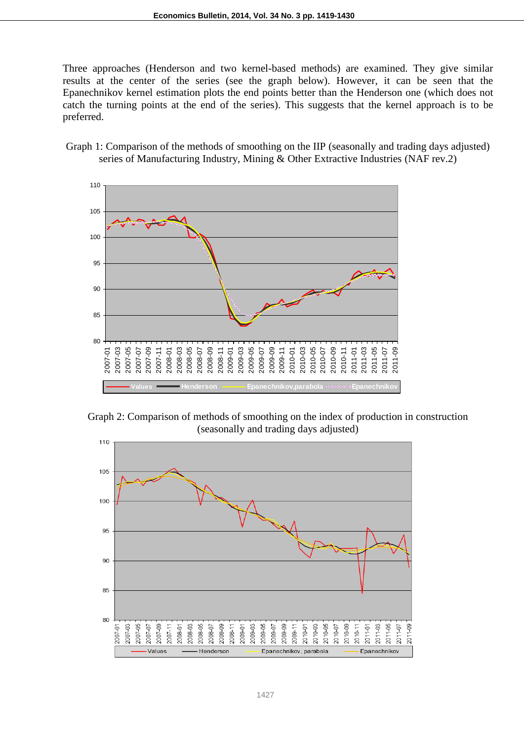Three approaches (Henderson and two kernel-based methods) are examined. They give similar results at the center of the series (see the graph below). However, it can be seen that the Epanechnikov kernel estimation plots the end points better than the Henderson one (which does not catch the turning points at the end of the series). This suggests that the kernel approach is to be preferred.

Graph 1: Comparison of the methods of smoothing on the IIP (seasonally and trading days adjusted) series of Manufacturing Industry, Mining & Other Extractive Industries (NAF rev.2)

Graph 2: Comparison of methods of smoothing on the index of production in construction (seasonally and trading days adjusted)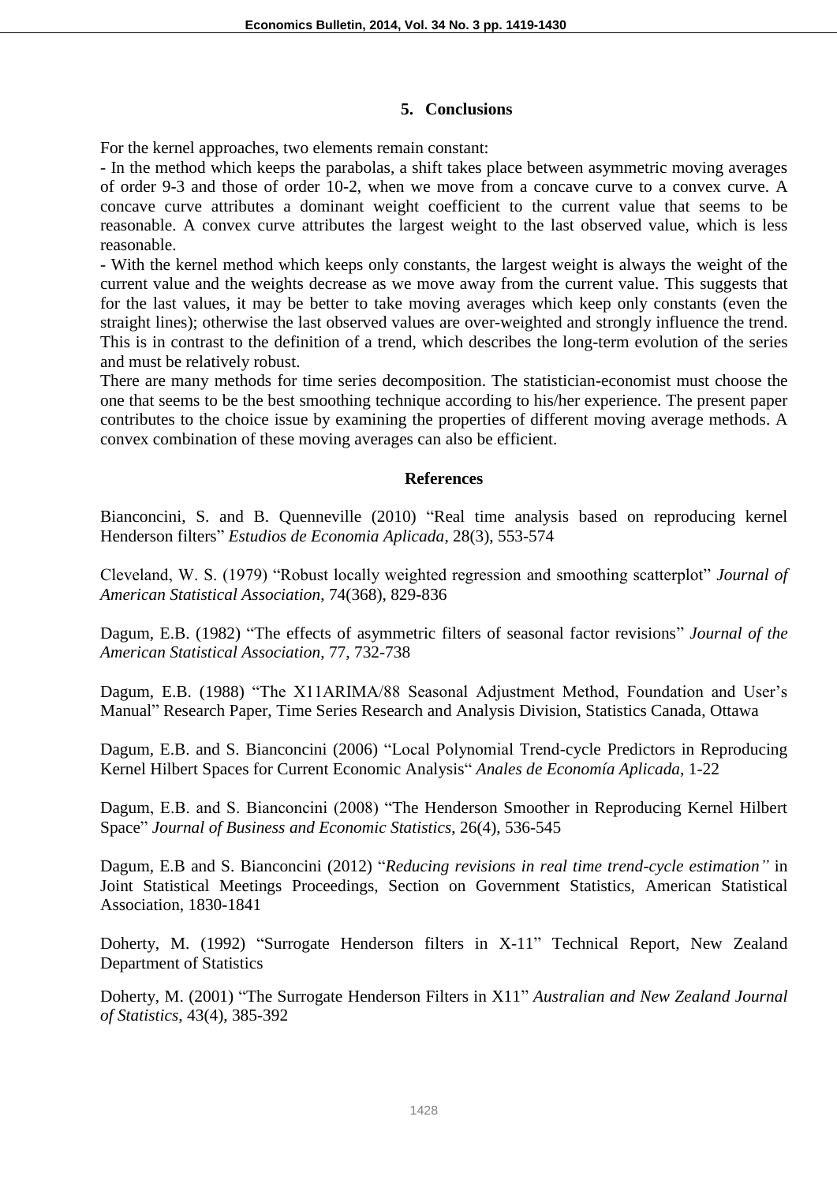## 5. Conclusions

For the kernel approaches, two elements remain constant:

- In the method which keeps the parabolas, a shift takes place between asymmetric moving averages of order 9-3 and those of order 10-2, when we move from a concave curve to a convex curve. A concave curve attributes a dominant weight coefficient to the current value that seems to be reasonable. A convex curve attributes the largest weight to the last observed value, which is less reasonable.
- With the kernel method which keeps only constants, the largest weight is always the weight of the current value and the weights decrease as we move away from the current value. This suggests that for the last values, it may be better to take moving averages which keep only constants (even the straight lines); otherwise the last observed values are over-weighted and strongly influence the trend. This is in contrast to the definition of a trend, which describes the long-term evolution of the series and must be relatively robust.

There are many methods for time series decomposition. The statistician-economist must choose the one that seems to be the best smoothing technique according to his/her experience. The present paper contributes to the choice issue by examining the properties of different moving average methods. A convex combination of these moving averages can also be efficient.

## References

Bianconcini, S. and B. Quenneville (2010) "Real time analysis based on reproducing kernel Henderson filters" *Estudios de Economia Aplicada*, 28(3), 553-574

Cleveland, W. S. (1979) "Robust locally weighted regression and smoothing scatterplot" *Journal of American Statistical Association*, 74(368), 829-836

Dagum, E.B. (1982) "The effects of asymmetric filters of seasonal factor revisions" *Journal of the American Statistical Association*, 77, 732-738

Dagum, E.B. (1988) "The X11ARIMA/88 Seasonal Adjustment Method, Foundation and User's Manual" Research Paper, Time Series Research and Analysis Division, Statistics Canada, Ottawa

Dagum, E.B. and S. Bianconcini (2006) "Local Polynomial Trend-cycle Predictors in Reproducing Kernel Hilbert Spaces for Current Economic Analysis" *Anales de Economía Aplicada*, 1-22

Dagum, E.B. and S. Bianconcini (2008) "The Henderson Smoother in Reproducing Kernel Hilbert Space" *Journal of Business and Economic Statistics*, 26(4), 536-545

Dagum, E.B and S. Bianconcini (2012) "*Reducing revisions in real time trend-cycle estimation*" in Joint Statistical Meetings Proceedings, Section on Government Statistics, American Statistical Association, 1830-1841

Doherty, M. (1992) "Surrogate Henderson filters in X-11" Technical Report, New Zealand Department of Statistics

Doherty, M. (2001) "The Surrogate Henderson Filters in X11" *Australian and New Zealand Journal of Statistics*, 43(4), 385-392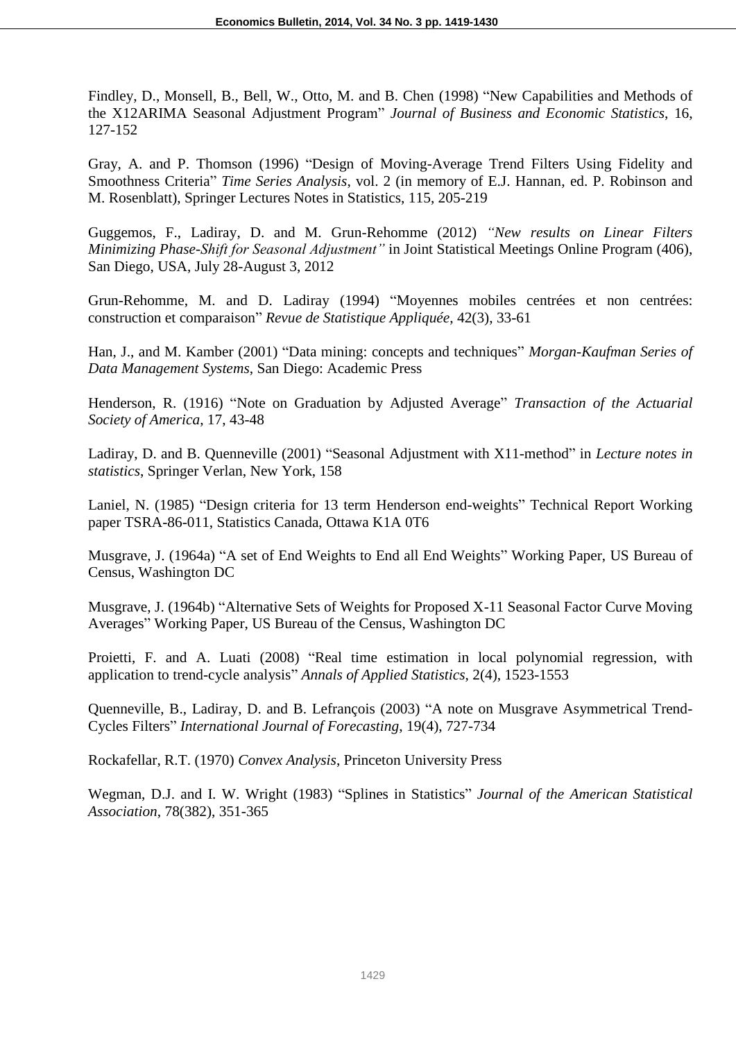Findley, D., Monsell, B., Bell, W., Otto, M. and B. Chen (1998) "New Capabilities and Methods of the X12ARIMA Seasonal Adjustment Program" *Journal of Business and Economic Statistics*, 16, 127-152

Gray, A. and P. Thomson (1996) "Design of Moving-Average Trend Filters Using Fidelity and Smoothness Criteria" *Time Series Analysis*, vol. 2 (in memory of E.J. Hannan, ed. P. Robinson and M. Rosenblatt), Springer Lectures Notes in Statistics, 115, 205-219

Guggemos, F., Ladiray, D. and M. Grun-Rehomme (2012) *"New results on Linear Filters Minimizing Phase-Shift for Seasonal Adjustment"* in Joint Statistical Meetings Online Program (406), San Diego, USA, July 28-August 3, 2012

Grun-Rehomme, M. and D. Ladiray (1994) "Moyennes mobiles centrées et non centrées: construction et comparaison" *Revue de Statistique Appliquée*, 42(3), 33-61

Han, J., and M. Kamber (2001) "Data mining: concepts and techniques" *Morgan-Kaufman Series of Data Management Systems*, San Diego: Academic Press

Henderson, R. (1916) "Note on Graduation by Adjusted Average" *Transaction of the Actuarial Society of America*, 17, 43-48

Ladiray, D. and B. Quenneville (2001) "Seasonal Adjustment with X11-method" in *Lecture notes in statistics*, Springer Verlan, New York, 158

Laniel, N. (1985) "Design criteria for 13 term Henderson end-weights" Technical Report Working paper TSRA-86-011, Statistics Canada, Ottawa K1A 0T6

Musgrave, J. (1964a) "A set of End Weights to End all End Weights" Working Paper, US Bureau of Census, Washington DC

Musgrave, J. (1964b) "Alternative Sets of Weights for Proposed X-11 Seasonal Factor Curve Moving Averages" Working Paper, US Bureau of the Census, Washington DC

Proietti, F. and A. Luati (2008) "Real time estimation in local polynomial regression, with application to trend-cycle analysis" *Annals of Applied Statistics*, 2(4), 1523-1553

Quenneville, B., Ladiray, D. and B. Lefrançois (2003) "A note on Musgrave Asymmetrical Trend-Cycles Filters" *International Journal of Forecasting*, 19(4), 727-734

Rockafellar, R.T. (1970) *Convex Analysis*, Princeton University Press

Wegman, D.J. and I. W. Wright (1983) "Splines in Statistics" *Journal of the American Statistical Association*, 78(382), 351-365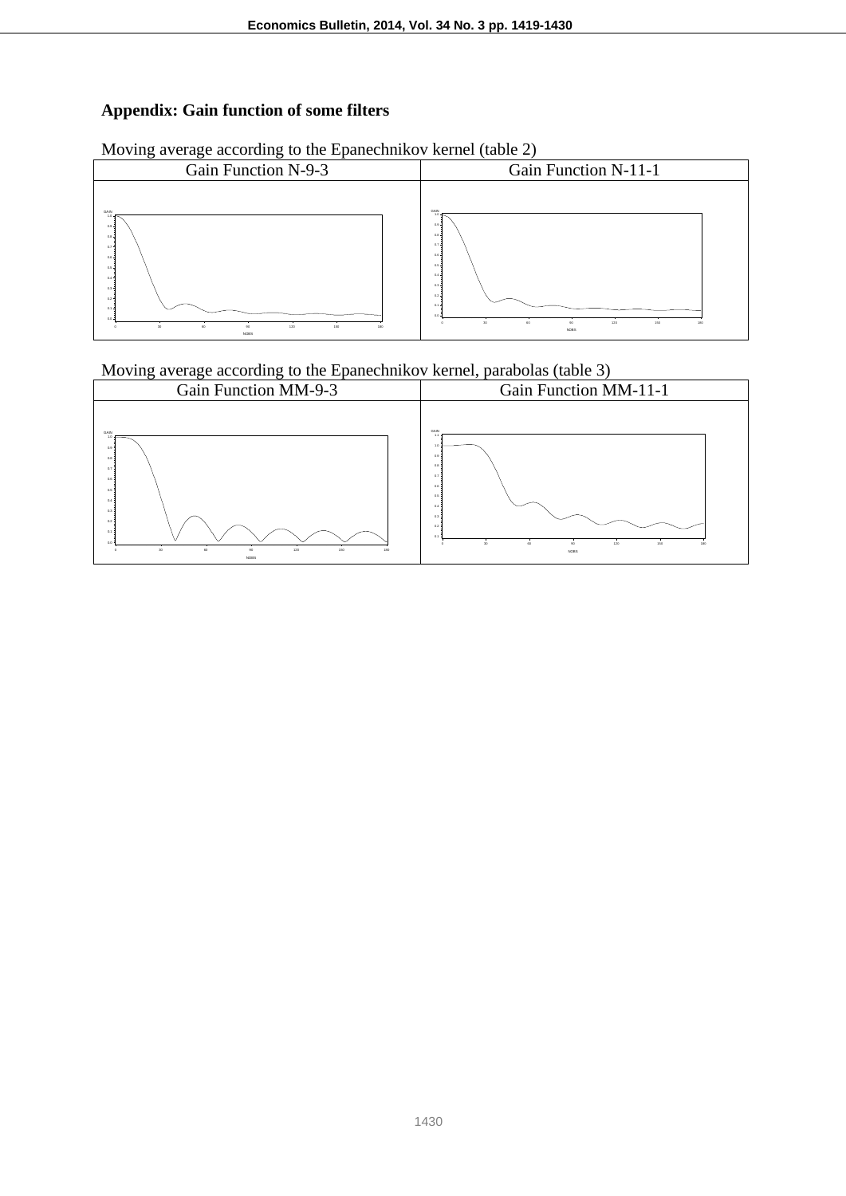## Appendix: Gain function of some filters

Moving average according to the Epanechnikov kernel (table 2)

| Gain Function N-9-3 | Gain Function N-11-1 |
| --- | --- |
| GAIN 1.0 0.9 0.8 0.7 0.6 0.5 0.4 0.3 0.2 0.1 0.0 / 0 30 60 90 120 150 180 / NOBS | GAIN 1.0 0.9 0.8 0.7 0.6 0.5 0.4 0.3 0.2 0.1 0.0 / 0 30 60 90 120 150 180 / NOBS |

Moving average according to the Epanechnikov kernel, parabolas (table 3)

| Gain Function MM-9-3 | Gain Function MM-11-1 |
| --- | --- |
| GAIN 1.0 0.9 0.8 0.7 0.6 0.5 0.4 0.3 0.2 0.1 0.0 / 0 30 60 90 120 150 180 / NOBS | GAIN 1.1 1.0 0.9 0.8 0.7 0.6 0.5 0.4 0.3 0.2 0.1 / 0 30 60 90 120 150 180 / NOBS |